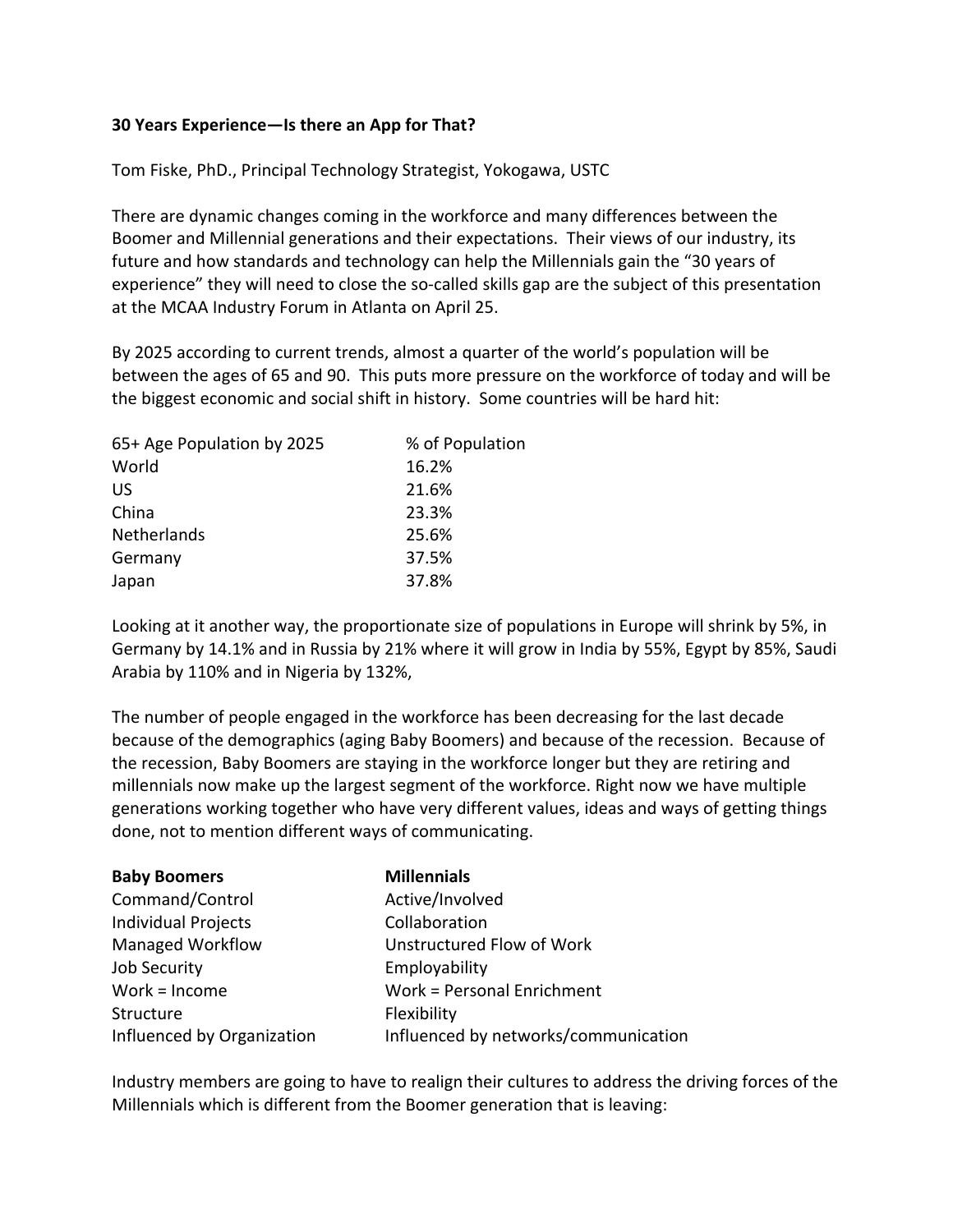**30 Years Experience—Is there an App for That?**

Tom Fiske, PhD., Principal Technology Strategist, Yokogawa, USTC

There are dynamic changes coming in the workforce and many differences between the Boomer and Millennial generations and their expectations. Their views of our industry, its future and how standards and technology can help the Millennials gain the "30 years of experience" they will need to close the so-called skills gap are the subject of this presentation at the MCAA Industry Forum in Atlanta on April 25.

By 2025 according to current trends, almost a quarter of the world's population will be between the ages of 65 and 90. This puts more pressure on the workforce of today and will be the biggest economic and social shift in history. Some countries will be hard hit:

| 65+ Age Population by 2025 | % of Population |
|---|---|
| World | 16.2% |
| US | 21.6% |
| China | 23.3% |
| Netherlands | 25.6% |
| Germany | 37.5% |
| Japan | 37.8% |

Looking at it another way, the proportionate size of populations in Europe will shrink by 5%, in Germany by 14.1% and in Russia by 21% where it will grow in India by 55%, Egypt by 85%, Saudi Arabia by 110% and in Nigeria by 132%,

The number of people engaged in the workforce has been decreasing for the last decade because of the demographics (aging Baby Boomers) and because of the recession. Because of the recession, Baby Boomers are staying in the workforce longer but they are retiring and millennials now make up the largest segment of the workforce. Right now we have multiple generations working together who have very different values, ideas and ways of getting things done, not to mention different ways of communicating.

| **Baby Boomers** | **Millennials** |
|---|---|
| Command/Control | Active/Involved |
| Individual Projects | Collaboration |
| Managed Workflow | Unstructured Flow of Work |
| Job Security | Employability |
| Work = Income | Work = Personal Enrichment |
| Structure | Flexibility |
| Influenced by Organization | Influenced by networks/communication |

Industry members are going to have to realign their cultures to address the driving forces of the Millennials which is different from the Boomer generation that is leaving: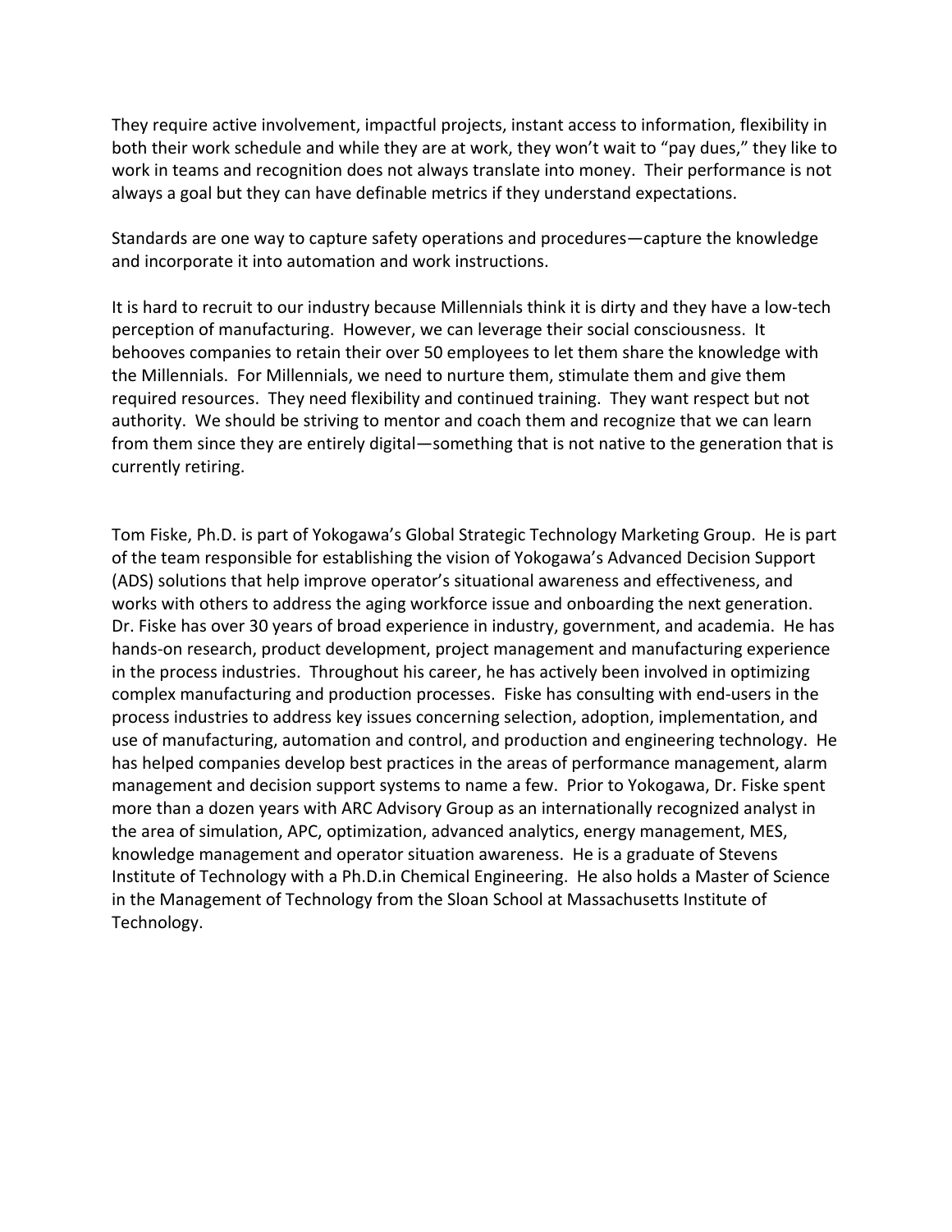They require active involvement, impactful projects, instant access to information, flexibility in both their work schedule and while they are at work, they won't wait to "pay dues," they like to work in teams and recognition does not always translate into money. Their performance is not always a goal but they can have definable metrics if they understand expectations.

Standards are one way to capture safety operations and procedures—capture the knowledge and incorporate it into automation and work instructions.

It is hard to recruit to our industry because Millennials think it is dirty and they have a low-tech perception of manufacturing. However, we can leverage their social consciousness. It behooves companies to retain their over 50 employees to let them share the knowledge with the Millennials. For Millennials, we need to nurture them, stimulate them and give them required resources. They need flexibility and continued training. They want respect but not authority. We should be striving to mentor and coach them and recognize that we can learn from them since they are entirely digital—something that is not native to the generation that is currently retiring.

Tom Fiske, Ph.D. is part of Yokogawa's Global Strategic Technology Marketing Group. He is part of the team responsible for establishing the vision of Yokogawa's Advanced Decision Support (ADS) solutions that help improve operator's situational awareness and effectiveness, and works with others to address the aging workforce issue and onboarding the next generation. Dr. Fiske has over 30 years of broad experience in industry, government, and academia. He has hands-on research, product development, project management and manufacturing experience in the process industries. Throughout his career, he has actively been involved in optimizing complex manufacturing and production processes. Fiske has consulting with end-users in the process industries to address key issues concerning selection, adoption, implementation, and use of manufacturing, automation and control, and production and engineering technology. He has helped companies develop best practices in the areas of performance management, alarm management and decision support systems to name a few. Prior to Yokogawa, Dr. Fiske spent more than a dozen years with ARC Advisory Group as an internationally recognized analyst in the area of simulation, APC, optimization, advanced analytics, energy management, MES, knowledge management and operator situation awareness. He is a graduate of Stevens Institute of Technology with a Ph.D.in Chemical Engineering. He also holds a Master of Science in the Management of Technology from the Sloan School at Massachusetts Institute of Technology.